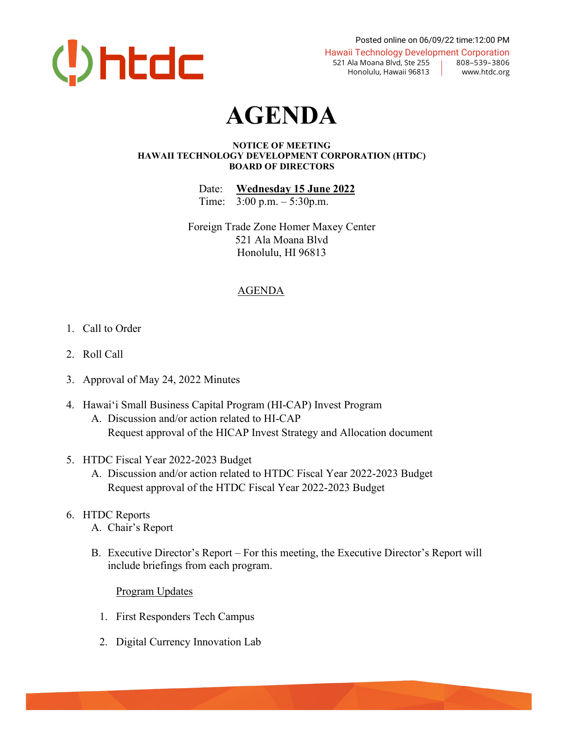Posted online on 06/09/22 time:12:00 PM

Hawaii Technology Development Corporation
521 Ala Moana Blvd, Ste 255 | 808–539–3806
Honolulu, Hawaii 96813 | www.htdc.org

# AGENDA

**NOTICE OF MEETING**
**HAWAII TECHNOLOGY DEVELOPMENT CORPORATION (HTDC)**
**BOARD OF DIRECTORS**

Date: **Wednesday 15 June 2022**
Time: 3:00 p.m. – 5:30p.m.

Foreign Trade Zone Homer Maxey Center
521 Ala Moana Blvd
Honolulu, HI 96813

## AGENDA

1. Call to Order

2. Roll Call

3. Approval of May 24, 2022 Minutes

4. Hawaiʻi Small Business Capital Program (HI-CAP) Invest Program
   A. Discussion and/or action related to HI-CAP
      Request approval of the HICAP Invest Strategy and Allocation document

5. HTDC Fiscal Year 2022-2023 Budget
   A. Discussion and/or action related to HTDC Fiscal Year 2022-2023 Budget
      Request approval of the HTDC Fiscal Year 2022-2023 Budget

6. HTDC Reports
   A. Chair's Report

   B. Executive Director's Report – For this meeting, the Executive Director's Report will include briefings from each program.

      Program Updates

      1. First Responders Tech Campus

      2. Digital Currency Innovation Lab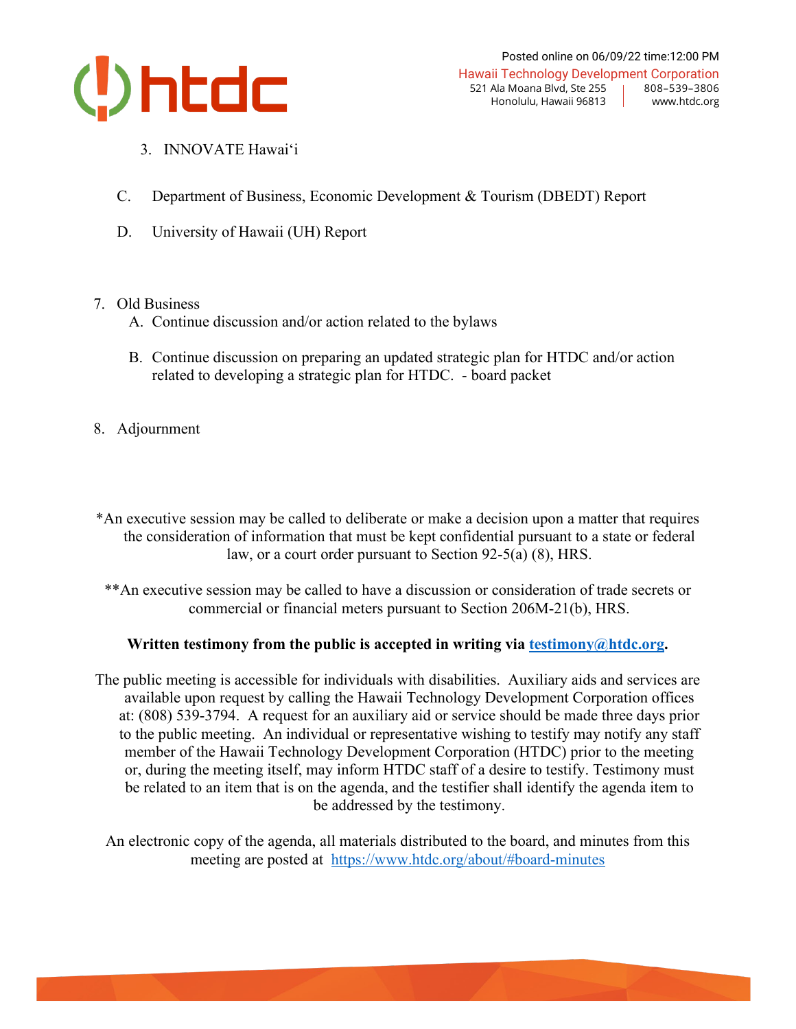3. INNOVATE Hawaiʻi

C. Department of Business, Economic Development & Tourism (DBEDT) Report

D. University of Hawaii (UH) Report

7. Old Business
   A. Continue discussion and/or action related to the bylaws

   B. Continue discussion on preparing an updated strategic plan for HTDC and/or action related to developing a strategic plan for HTDC. - board packet

8. Adjournment

*An executive session may be called to deliberate or make a decision upon a matter that requires the consideration of information that must be kept confidential pursuant to a state or federal law, or a court order pursuant to Section 92-5(a) (8), HRS.

**An executive session may be called to have a discussion or consideration of trade secrets or commercial or financial meters pursuant to Section 206M-21(b), HRS.

**Written testimony from the public is accepted in writing via testimony@htdc.org.**

The public meeting is accessible for individuals with disabilities. Auxiliary aids and services are available upon request by calling the Hawaii Technology Development Corporation offices at: (808) 539-3794. A request for an auxiliary aid or service should be made three days prior to the public meeting. An individual or representative wishing to testify may notify any staff member of the Hawaii Technology Development Corporation (HTDC) prior to the meeting or, during the meeting itself, may inform HTDC staff of a desire to testify. Testimony must be related to an item that is on the agenda, and the testifier shall identify the agenda item to be addressed by the testimony.

An electronic copy of the agenda, all materials distributed to the board, and minutes from this meeting are posted at https://www.htdc.org/about/#board-minutes